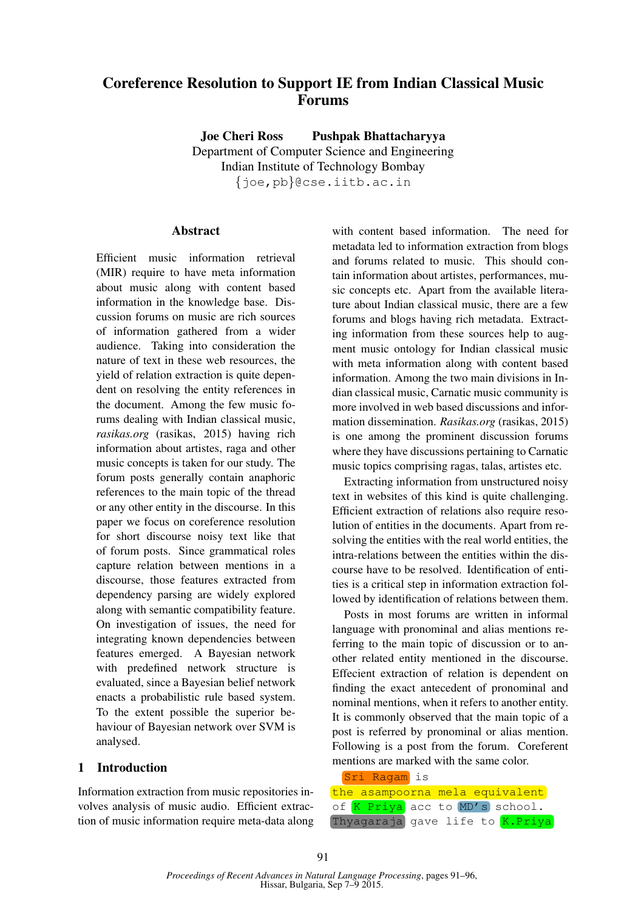# Coreference Resolution to Support IE from Indian Classical Music Forums

**Joe Cheri Ross** **Pushpak Bhattacharyya**
Department of Computer Science and Engineering
Indian Institute of Technology Bombay
{joe,pb}@cse.iitb.ac.in

## Abstract

Efficient music information retrieval (MIR) require to have meta information about music along with content based information in the knowledge base. Discussion forums on music are rich sources of information gathered from a wider audience. Taking into consideration the nature of text in these web resources, the yield of relation extraction is quite dependent on resolving the entity references in the document. Among the few music forums dealing with Indian classical music, *rasikas.org* (rasikas, 2015) having rich information about artistes, raga and other music concepts is taken for our study. The forum posts generally contain anaphoric references to the main topic of the thread or any other entity in the discourse. In this paper we focus on coreference resolution for short discourse noisy text like that of forum posts. Since grammatical roles capture relation between mentions in a discourse, those features extracted from dependency parsing are widely explored along with semantic compatibility feature. On investigation of issues, the need for integrating known dependencies between features emerged. A Bayesian network with predefined network structure is evaluated, since a Bayesian belief network enacts a probabilistic rule based system. To the extent possible the superior behaviour of Bayesian network over SVM is analysed.

## 1 Introduction

Information extraction from music repositories involves analysis of music audio. Efficient extraction of music information require meta-data along with content based information. The need for metadata led to information extraction from blogs and forums related to music. This should contain information about artistes, performances, music concepts etc. Apart from the available literature about Indian classical music, there are a few forums and blogs having rich metadata. Extracting information from these sources help to augment music ontology for Indian classical music with meta information along with content based information. Among the two main divisions in Indian classical music, Carnatic music community is more involved in web based discussions and information dissemination. *Rasikas.org* (rasikas, 2015) is one among the prominent discussion forums where they have discussions pertaining to Carnatic music topics comprising ragas, talas, artistes etc.

Extracting information from unstructured noisy text in websites of this kind is quite challenging. Efficient extraction of relations also require resolution of entities in the documents. Apart from resolving the entities with the real world entities, the intra-relations between the entities within the discourse have to be resolved. Identification of entities is a critical step in information extraction followed by identification of relations between them.

Posts in most forums are written in informal language with pronominal and alias mentions referring to the main topic of discussion or to another related entity mentioned in the discourse. Effecient extraction of relation is dependent on finding the exact antecedent of pronominal and nominal mentions, when it refers to another entity. It is commonly observed that the main topic of a post is referred by pronominal or alias mention. Following is a post from the forum. Coreferent mentions are marked with the same color.

```
Sri Ragam is
the asampoorna mela equivalent
of K Priya acc to MD's school.
Thyagaraja gave life to K.Priya
```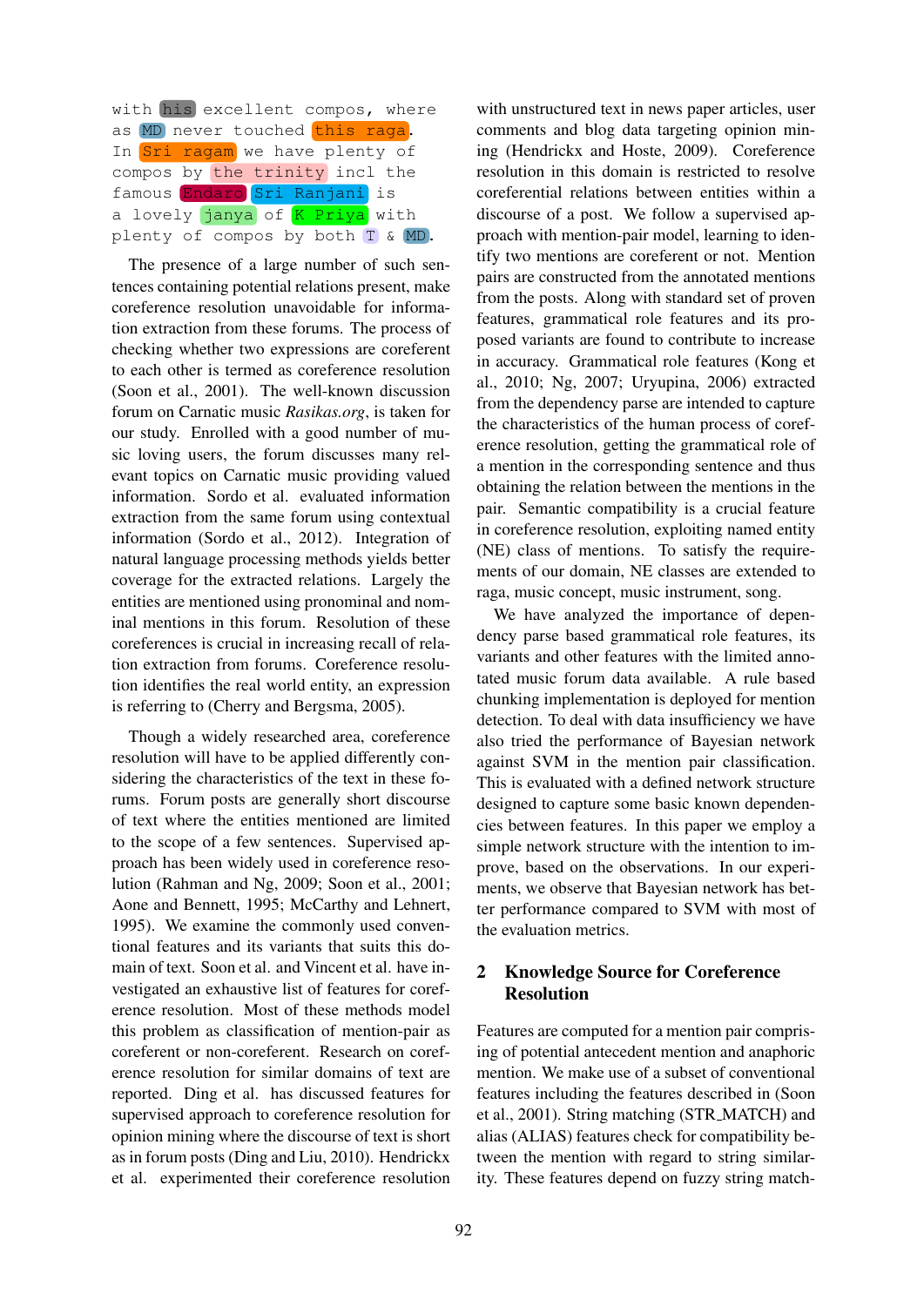```
with his excellent compos, where
as MD never touched this raga.
In Sri ragam we have plenty of
compos by the trinity incl the
famous Endaro Sri Ranjani is
a lovely janya of K Priya with
plenty of compos by both T & MD.
```

The presence of a large number of such sentences containing potential relations present, make coreference resolution unavoidable for information extraction from these forums. The process of checking whether two expressions are coreferent to each other is termed as coreference resolution (Soon et al., 2001). The well-known discussion forum on Carnatic music *Rasikas.org*, is taken for our study. Enrolled with a good number of music loving users, the forum discusses many relevant topics on Carnatic music providing valued information. Sordo et al. evaluated information extraction from the same forum using contextual information (Sordo et al., 2012). Integration of natural language processing methods yields better coverage for the extracted relations. Largely the entities are mentioned using pronominal and nominal mentions in this forum. Resolution of these coreferences is crucial in increasing recall of relation extraction from forums. Coreference resolution identifies the real world entity, an expression is referring to (Cherry and Bergsma, 2005).

Though a widely researched area, coreference resolution will have to be applied differently considering the characteristics of the text in these forums. Forum posts are generally short discourse of text where the entities mentioned are limited to the scope of a few sentences. Supervised approach has been widely used in coreference resolution (Rahman and Ng, 2009; Soon et al., 2001; Aone and Bennett, 1995; McCarthy and Lehnert, 1995). We examine the commonly used conventional features and its variants that suits this domain of text. Soon et al. and Vincent et al. have investigated an exhaustive list of features for coreference resolution. Most of these methods model this problem as classification of mention-pair as coreferent or non-coreferent. Research on coreference resolution for similar domains of text are reported. Ding et al. has discussed features for supervised approach to coreference resolution for opinion mining where the discourse of text is short as in forum posts (Ding and Liu, 2010). Hendrickx et al. experimented their coreference resolution with unstructured text in news paper articles, user comments and blog data targeting opinion mining (Hendrickx and Hoste, 2009). Coreference resolution in this domain is restricted to resolve coreferential relations between entities within a discourse of a post. We follow a supervised approach with mention-pair model, learning to identify two mentions are coreferent or not. Mention pairs are constructed from the annotated mentions from the posts. Along with standard set of proven features, grammatical role features and its proposed variants are found to contribute to increase in accuracy. Grammatical role features (Kong et al., 2010; Ng, 2007; Uryupina, 2006) extracted from the dependency parse are intended to capture the characteristics of the human process of coreference resolution, getting the grammatical role of a mention in the corresponding sentence and thus obtaining the relation between the mentions in the pair. Semantic compatibility is a crucial feature in coreference resolution, exploiting named entity (NE) class of mentions. To satisfy the requirements of our domain, NE classes are extended to raga, music concept, music instrument, song.

We have analyzed the importance of dependency parse based grammatical role features, its variants and other features with the limited annotated music forum data available. A rule based chunking implementation is deployed for mention detection. To deal with data insufficiency we have also tried the performance of Bayesian network against SVM in the mention pair classification. This is evaluated with a defined network structure designed to capture some basic known dependencies between features. In this paper we employ a simple network structure with the intention to improve, based on the observations. In our experiments, we observe that Bayesian network has better performance compared to SVM with most of the evaluation metrics.

## 2 Knowledge Source for Coreference Resolution

Features are computed for a mention pair comprising of potential antecedent mention and anaphoric mention. We make use of a subset of conventional features including the features described in (Soon et al., 2001). String matching (STR_MATCH) and alias (ALIAS) features check for compatibility between the mention with regard to string similarity. These features depend on fuzzy string match-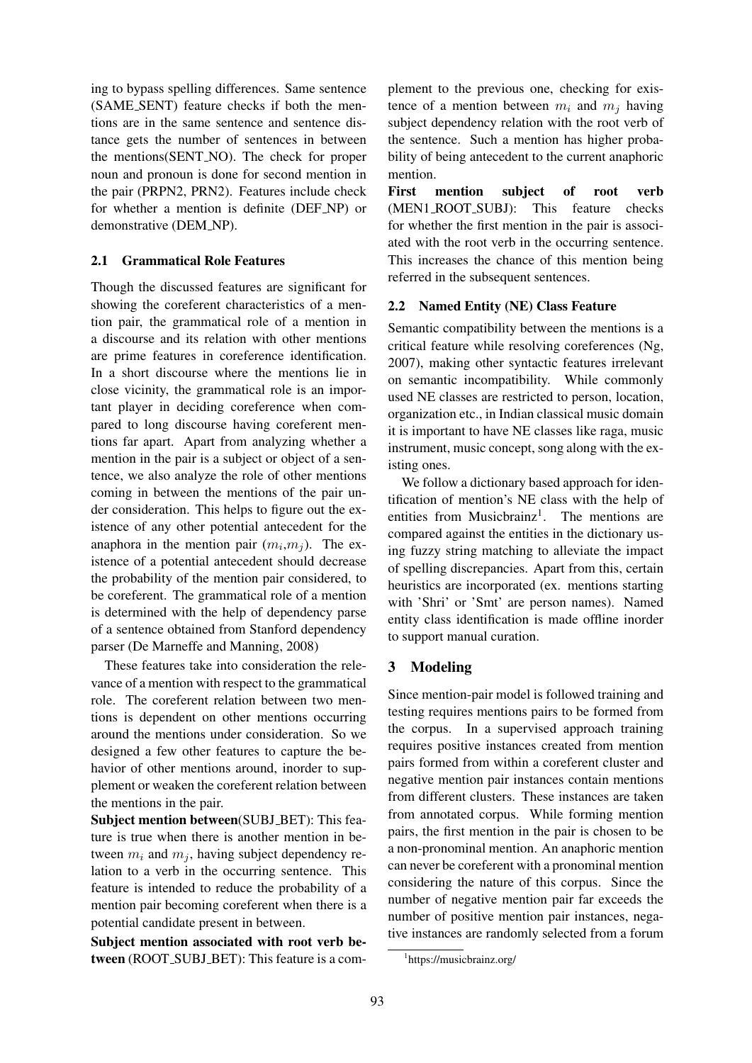ing to bypass spelling differences. Same sentence (SAME_SENT) feature checks if both the mentions are in the same sentence and sentence distance gets the number of sentences in between the mentions(SENT_NO). The check for proper noun and pronoun is done for second mention in the pair (PRPN2, PRN2). Features include check for whether a mention is definite (DEF_NP) or demonstrative (DEM_NP).

### 2.1 Grammatical Role Features

Though the discussed features are significant for showing the coreferent characteristics of a mention pair, the grammatical role of a mention in a discourse and its relation with other mentions are prime features in coreference identification. In a short discourse where the mentions lie in close vicinity, the grammatical role is an important player in deciding coreference when compared to long discourse having coreferent mentions far apart. Apart from analyzing whether a mention in the pair is a subject or object of a sentence, we also analyze the role of other mentions coming in between the mentions of the pair under consideration. This helps to figure out the existence of any other potential antecedent for the anaphora in the mention pair ($m_i$,$m_j$). The existence of a potential antecedent should decrease the probability of the mention pair considered, to be coreferent. The grammatical role of a mention is determined with the help of dependency parse of a sentence obtained from Stanford dependency parser (De Marneffe and Manning, 2008)

These features take into consideration the relevance of a mention with respect to the grammatical role. The coreferent relation between two mentions is dependent on other mentions occurring around the mentions under consideration. So we designed a few other features to capture the behavior of other mentions around, inorder to supplement or weaken the coreferent relation between the mentions in the pair.

**Subject mention between**(SUBJ_BET): This feature is true when there is another mention in between $m_i$ and $m_j$, having subject dependency relation to a verb in the occurring sentence. This feature is intended to reduce the probability of a mention pair becoming coreferent when there is a potential candidate present in between.

**Subject mention associated with root verb between** (ROOT_SUBJ_BET): This feature is a complement to the previous one, checking for existence of a mention between $m_i$ and $m_j$ having subject dependency relation with the root verb of the sentence. Such a mention has higher probability of being antecedent to the current anaphoric mention.

**First mention subject of root verb** (MEN1_ROOT_SUBJ): This feature checks for whether the first mention in the pair is associated with the root verb in the occurring sentence. This increases the chance of this mention being referred in the subsequent sentences.

### 2.2 Named Entity (NE) Class Feature

Semantic compatibility between the mentions is a critical feature while resolving coreferences (Ng, 2007), making other syntactic features irrelevant on semantic incompatibility. While commonly used NE classes are restricted to person, location, organization etc., in Indian classical music domain it is important to have NE classes like raga, music instrument, music concept, song along with the existing ones.

We follow a dictionary based approach for identification of mention's NE class with the help of entities from Musicbrainz[1]. The mentions are compared against the entities in the dictionary using fuzzy string matching to alleviate the impact of spelling discrepancies. Apart from this, certain heuristics are incorporated (ex. mentions starting with 'Shri' or 'Smt' are person names). Named entity class identification is made offline inorder to support manual curation.

## 3 Modeling

Since mention-pair model is followed training and testing requires mentions pairs to be formed from the corpus. In a supervised approach training requires positive instances created from mention pairs formed from within a coreferent cluster and negative mention pair instances contain mentions from different clusters. These instances are taken from annotated corpus. While forming mention pairs, the first mention in the pair is chosen to be a non-pronominal mention. An anaphoric mention can never be coreferent with a pronominal mention considering the nature of this corpus. Since the number of negative mention pair far exceeds the number of positive mention pair instances, negative instances are randomly selected from a forum

[1]https://musicbrainz.org/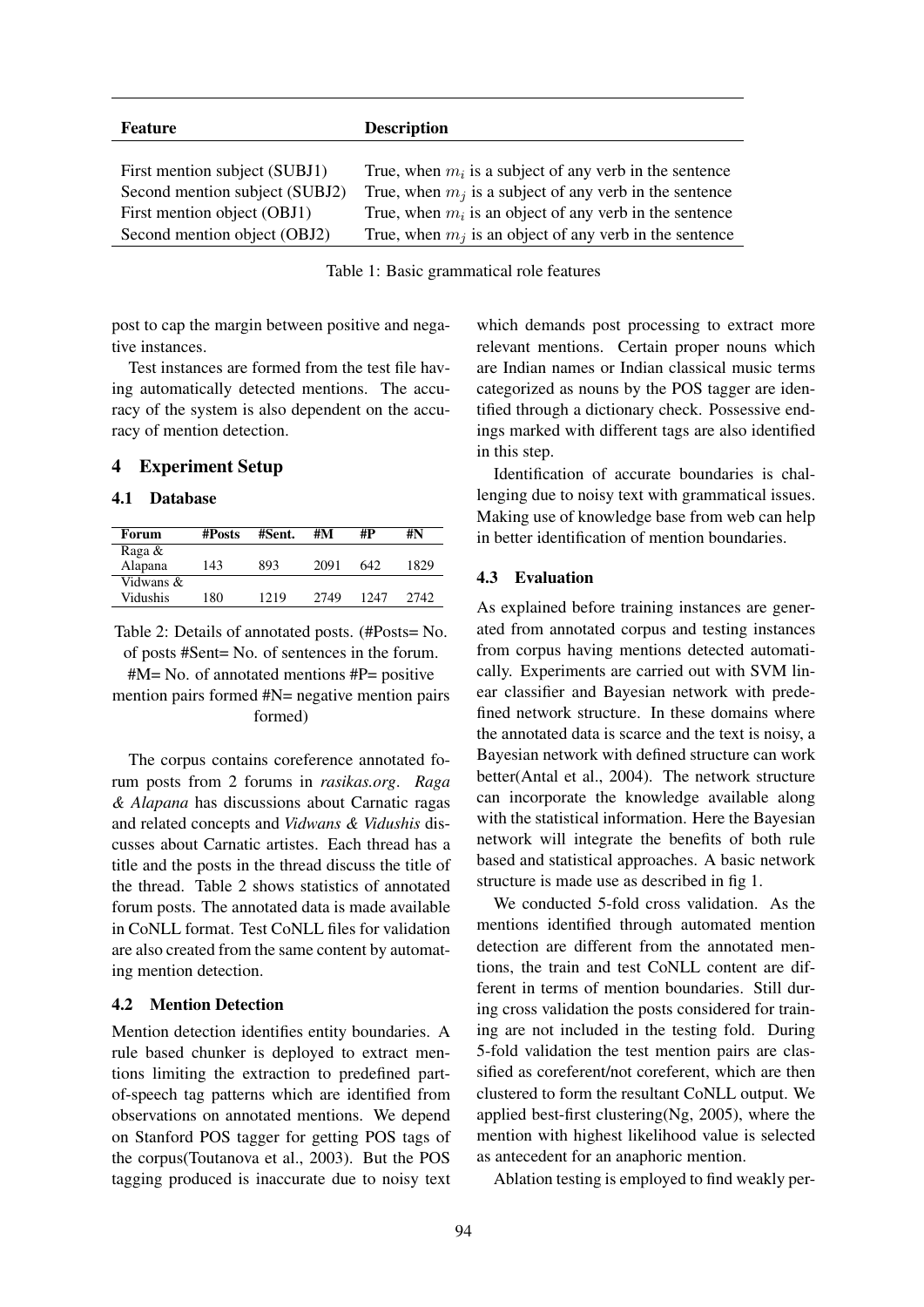| Feature | Description |
|---|---|
| First mention subject (SUBJ1) | True, when $m_i$ is a subject of any verb in the sentence |
| Second mention subject (SUBJ2) | True, when $m_j$ is a subject of any verb in the sentence |
| First mention object (OBJ1) | True, when $m_i$ is an object of any verb in the sentence |
| Second mention object (OBJ2) | True, when $m_j$ is an object of any verb in the sentence |

Table 1: Basic grammatical role features

post to cap the margin between positive and negative instances.

Test instances are formed from the test file having automatically detected mentions. The accuracy of the system is also dependent on the accuracy of mention detection.

## 4 Experiment Setup

### 4.1 Database

| Forum | #Posts | #Sent. | #M | #P | #N |
|---|---|---|---|---|---|
| Raga & Alapana | 143 | 893 | 2091 | 642 | 1829 |
| Vidwans & Vidushis | 180 | 1219 | 2749 | 1247 | 2742 |

Table 2: Details of annotated posts. (#Posts= No. of posts #Sent= No. of sentences in the forum. #M= No. of annotated mentions #P= positive mention pairs formed #N= negative mention pairs formed)

The corpus contains coreference annotated forum posts from 2 forums in *rasikas.org*. *Raga & Alapana* has discussions about Carnatic ragas and related concepts and *Vidwans & Vidushis* discusses about Carnatic artistes. Each thread has a title and the posts in the thread discuss the title of the thread. Table 2 shows statistics of annotated forum posts. The annotated data is made available in CoNLL format. Test CoNLL files for validation are also created from the same content by automating mention detection.

### 4.2 Mention Detection

Mention detection identifies entity boundaries. A rule based chunker is deployed to extract mentions limiting the extraction to predefined part-of-speech tag patterns which are identified from observations on annotated mentions. We depend on Stanford POS tagger for getting POS tags of the corpus(Toutanova et al., 2003). But the POS tagging produced is inaccurate due to noisy text which demands post processing to extract more relevant mentions. Certain proper nouns which are Indian names or Indian classical music terms categorized as nouns by the POS tagger are identified through a dictionary check. Possessive endings marked with different tags are also identified in this step.

Identification of accurate boundaries is challenging due to noisy text with grammatical issues. Making use of knowledge base from web can help in better identification of mention boundaries.

### 4.3 Evaluation

As explained before training instances are generated from annotated corpus and testing instances from corpus having mentions detected automatically. Experiments are carried out with SVM linear classifier and Bayesian network with predefined network structure. In these domains where the annotated data is scarce and the text is noisy, a Bayesian network with defined structure can work better(Antal et al., 2004). The network structure can incorporate the knowledge available along with the statistical information. Here the Bayesian network will integrate the benefits of both rule based and statistical approaches. A basic network structure is made use as described in fig 1.

We conducted 5-fold cross validation. As the mentions identified through automated mention detection are different from the annotated mentions, the train and test CoNLL content are different in terms of mention boundaries. Still during cross validation the posts considered for training are not included in the testing fold. During 5-fold validation the test mention pairs are classified as coreferent/not coreferent, which are then clustered to form the resultant CoNLL output. We applied best-first clustering(Ng, 2005), where the mention with highest likelihood value is selected as antecedent for an anaphoric mention.

Ablation testing is employed to find weakly per-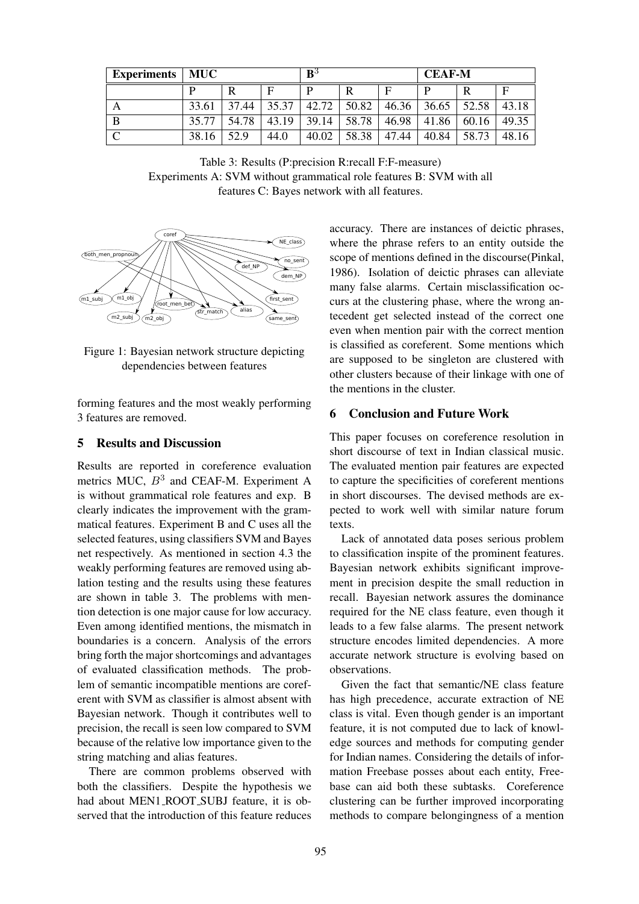| Experiments | MUC | | | $B^3$ | | | CEAF-M | | |
|---|---|---|---|---|---|---|---|---|---|
| | P | R | F | P | R | F | P | R | F |
| A | 33.61 | 37.44 | 35.37 | 42.72 | 50.82 | 46.36 | 36.65 | 52.58 | 43.18 |
| B | 35.77 | 54.78 | 43.19 | 39.14 | 58.78 | 46.98 | 41.86 | 60.16 | 49.35 |
| C | 38.16 | 52.9 | 44.0 | 40.02 | 58.38 | 47.44 | 40.84 | 58.73 | 48.16 |

Table 3: Results (P:precision R:recall F:F-measure)
Experiments A: SVM without grammatical role features B: SVM with all features C: Bayes network with all features.

Figure 1: Bayesian network structure depicting dependencies between features

forming features and the most weakly performing 3 features are removed.

## 5 Results and Discussion

Results are reported in coreference evaluation metrics MUC, $B^3$ and CEAF-M. Experiment A is without grammatical role features and exp. B clearly indicates the improvement with the grammatical features. Experiment B and C uses all the selected features, using classifiers SVM and Bayes net respectively. As mentioned in section 4.3 the weakly performing features are removed using ablation testing and the results using these features are shown in table 3. The problems with mention detection is one major cause for low accuracy. Even among identified mentions, the mismatch in boundaries is a concern. Analysis of the errors bring forth the major shortcomings and advantages of evaluated classification methods. The problem of semantic incompatible mentions are coreferent with SVM as classifier is almost absent with Bayesian network. Though it contributes well to precision, the recall is seen low compared to SVM because of the relative low importance given to the string matching and alias features.

There are common problems observed with both the classifiers. Despite the hypothesis we had about MEN1_ROOT_SUBJ feature, it is observed that the introduction of this feature reduces accuracy. There are instances of deictic phrases, where the phrase refers to an entity outside the scope of mentions defined in the discourse(Pinkal, 1986). Isolation of deictic phrases can alleviate many false alarms. Certain misclassification occurs at the clustering phase, where the wrong antecedent get selected instead of the correct one even when mention pair with the correct mention is classified as coreferent. Some mentions which are supposed to be singleton are clustered with other clusters because of their linkage with one of the mentions in the cluster.

## 6 Conclusion and Future Work

This paper focuses on coreference resolution in short discourse of text in Indian classical music. The evaluated mention pair features are expected to capture the specificities of coreferent mentions in short discourses. The devised methods are expected to work well with similar nature forum texts.

Lack of annotated data poses serious problem to classification inspite of the prominent features. Bayesian network exhibits significant improvement in precision despite the small reduction in recall. Bayesian network assures the dominance required for the NE class feature, even though it leads to a few false alarms. The present network structure encodes limited dependencies. A more accurate network structure is evolving based on observations.

Given the fact that semantic/NE class feature has high precedence, accurate extraction of NE class is vital. Even though gender is an important feature, it is not computed due to lack of knowledge sources and methods for computing gender for Indian names. Considering the details of information Freebase posses about each entity, Freebase can aid both these subtasks. Coreference clustering can be further improved incorporating methods to compare belongingness of a mention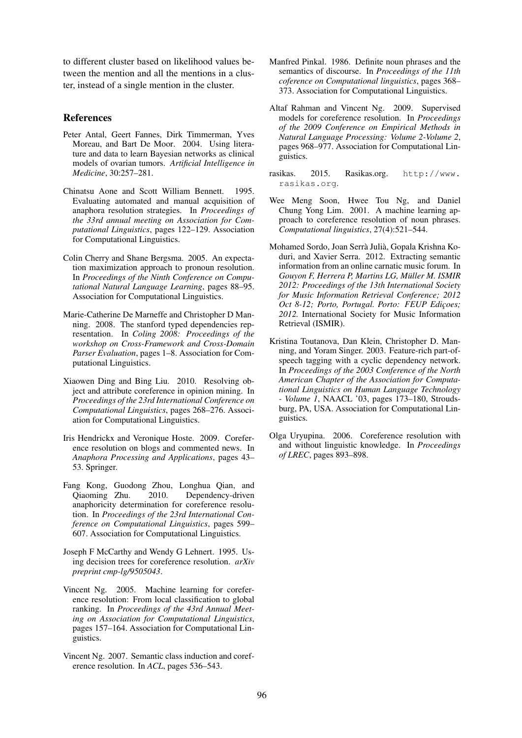to different cluster based on likelihood values between the mention and all the mentions in a cluster, instead of a single mention in the cluster.

## References

Peter Antal, Geert Fannes, Dirk Timmerman, Yves Moreau, and Bart De Moor. 2004. Using literature and data to learn Bayesian networks as clinical models of ovarian tumors. *Artificial Intelligence in Medicine*, 30:257–281.

Chinatsu Aone and Scott William Bennett. 1995. Evaluating automated and manual acquisition of anaphora resolution strategies. In *Proceedings of the 33rd annual meeting on Association for Computational Linguistics*, pages 122–129. Association for Computational Linguistics.

Colin Cherry and Shane Bergsma. 2005. An expectation maximization approach to pronoun resolution. In *Proceedings of the Ninth Conference on Computational Natural Language Learning*, pages 88–95. Association for Computational Linguistics.

Marie-Catherine De Marneffe and Christopher D Manning. 2008. The stanford typed dependencies representation. In *Coling 2008: Proceedings of the workshop on Cross-Framework and Cross-Domain Parser Evaluation*, pages 1–8. Association for Computational Linguistics.

Xiaowen Ding and Bing Liu. 2010. Resolving object and attribute coreference in opinion mining. In *Proceedings of the 23rd International Conference on Computational Linguistics*, pages 268–276. Association for Computational Linguistics.

Iris Hendrickx and Veronique Hoste. 2009. Coreference resolution on blogs and commented news. In *Anaphora Processing and Applications*, pages 43–53. Springer.

Fang Kong, Guodong Zhou, Longhua Qian, and Qiaoming Zhu. 2010. Dependency-driven anaphoricity determination for coreference resolution. In *Proceedings of the 23rd International Conference on Computational Linguistics*, pages 599–607. Association for Computational Linguistics.

Joseph F McCarthy and Wendy G Lehnert. 1995. Using decision trees for coreference resolution. *arXiv preprint cmp-lg/9505043*.

Vincent Ng. 2005. Machine learning for coreference resolution: From local classification to global ranking. In *Proceedings of the 43rd Annual Meeting on Association for Computational Linguistics*, pages 157–164. Association for Computational Linguistics.

Vincent Ng. 2007. Semantic class induction and coreference resolution. In *ACL*, pages 536–543.

Manfred Pinkal. 1986. Definite noun phrases and the semantics of discourse. In *Proceedings of the 11th coference on Computational linguistics*, pages 368–373. Association for Computational Linguistics.

Altaf Rahman and Vincent Ng. 2009. Supervised models for coreference resolution. In *Proceedings of the 2009 Conference on Empirical Methods in Natural Language Processing: Volume 2-Volume 2*, pages 968–977. Association for Computational Linguistics.

rasikas. 2015. Rasikas.org. `http://www.rasikas.org`.

Wee Meng Soon, Hwee Tou Ng, and Daniel Chung Yong Lim. 2001. A machine learning approach to coreference resolution of noun phrases. *Computational linguistics*, 27(4):521–544.

Mohamed Sordo, Joan Serrà Julià, Gopala Krishna Koduri, and Xavier Serra. 2012. Extracting semantic information from an online carnatic music forum. In *Gouyon F, Herrera P, Martins LG, Müller M. ISMIR 2012: Proceedings of the 13th International Society for Music Information Retrieval Conference; 2012 Oct 8-12; Porto, Portugal. Porto: FEUP Ediçoes; 2012.* International Society for Music Information Retrieval (ISMIR).

Kristina Toutanova, Dan Klein, Christopher D. Manning, and Yoram Singer. 2003. Feature-rich part-of-speech tagging with a cyclic dependency network. In *Proceedings of the 2003 Conference of the North American Chapter of the Association for Computational Linguistics on Human Language Technology - Volume 1*, NAACL '03, pages 173–180, Stroudsburg, PA, USA. Association for Computational Linguistics.

Olga Uryupina. 2006. Coreference resolution with and without linguistic knowledge. In *Proceedings of LREC*, pages 893–898.